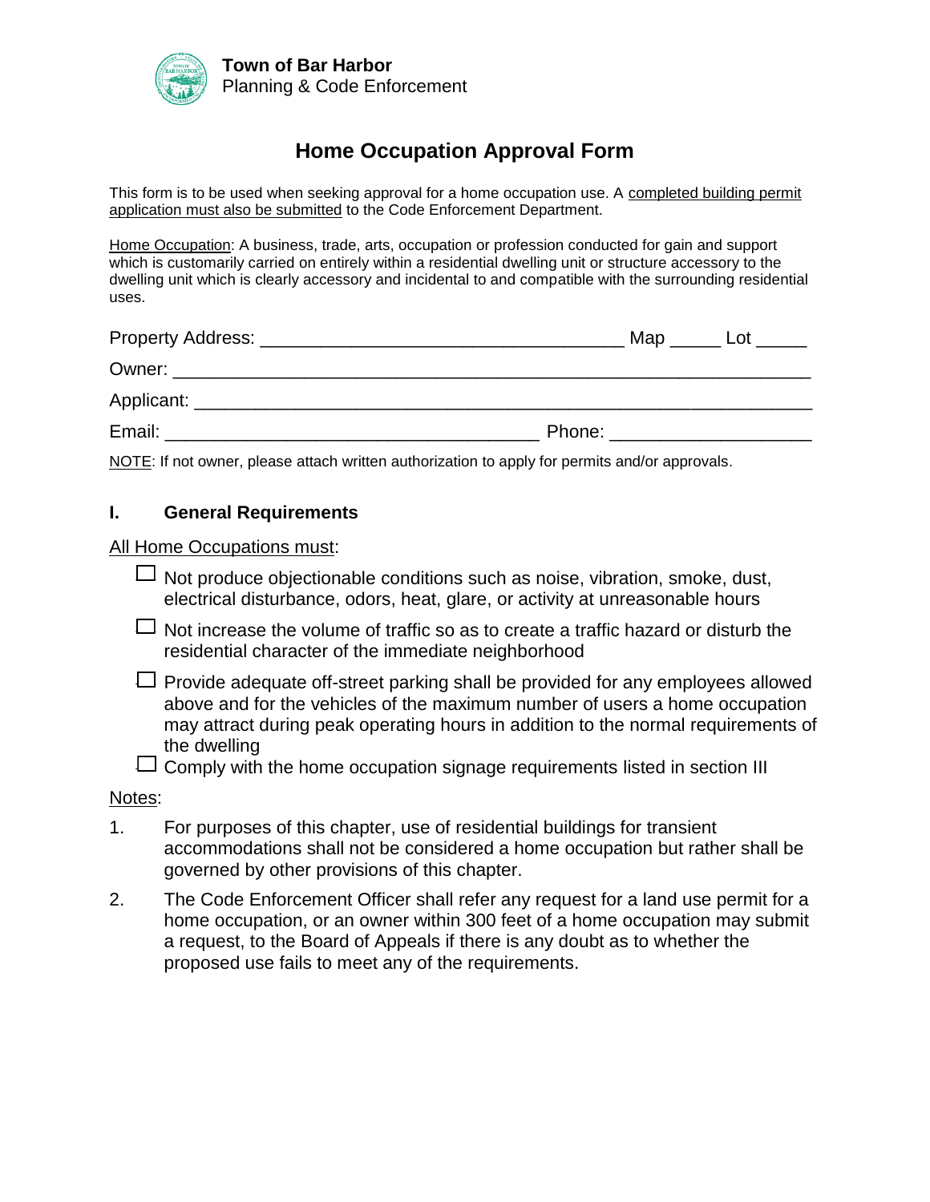**Town of Bar Harbor**
Planning & Code Enforcement

# Home Occupation Approval Form

This form is to be used when seeking approval for a home occupation use. A completed building permit application must also be submitted to the Code Enforcement Department.

Home Occupation: A business, trade, arts, occupation or profession conducted for gain and support which is customarily carried on entirely within a residential dwelling unit or structure accessory to the dwelling unit which is clearly accessory and incidental to and compatible with the surrounding residential uses.

Property Address: ___________________________________ Map _____ Lot _____

Owner: ____________________________________________________________

Applicant: __________________________________________________________

Email: ____________________________________ Phone: ___________________

NOTE: If not owner, please attach written authorization to apply for permits and/or approvals.

## I. General Requirements

All Home Occupations must:

- ☐ Not produce objectionable conditions such as noise, vibration, smoke, dust, electrical disturbance, odors, heat, glare, or activity at unreasonable hours
- ☐ Not increase the volume of traffic so as to create a traffic hazard or disturb the residential character of the immediate neighborhood
- ☐ Provide adequate off-street parking shall be provided for any employees allowed above and for the vehicles of the maximum number of users a home occupation may attract during peak operating hours in addition to the normal requirements of the dwelling
- ☐ Comply with the home occupation signage requirements listed in section III

Notes:

1. For purposes of this chapter, use of residential buildings for transient accommodations shall not be considered a home occupation but rather shall be governed by other provisions of this chapter.
2. The Code Enforcement Officer shall refer any request for a land use permit for a home occupation, or an owner within 300 feet of a home occupation may submit a request, to the Board of Appeals if there is any doubt as to whether the proposed use fails to meet any of the requirements.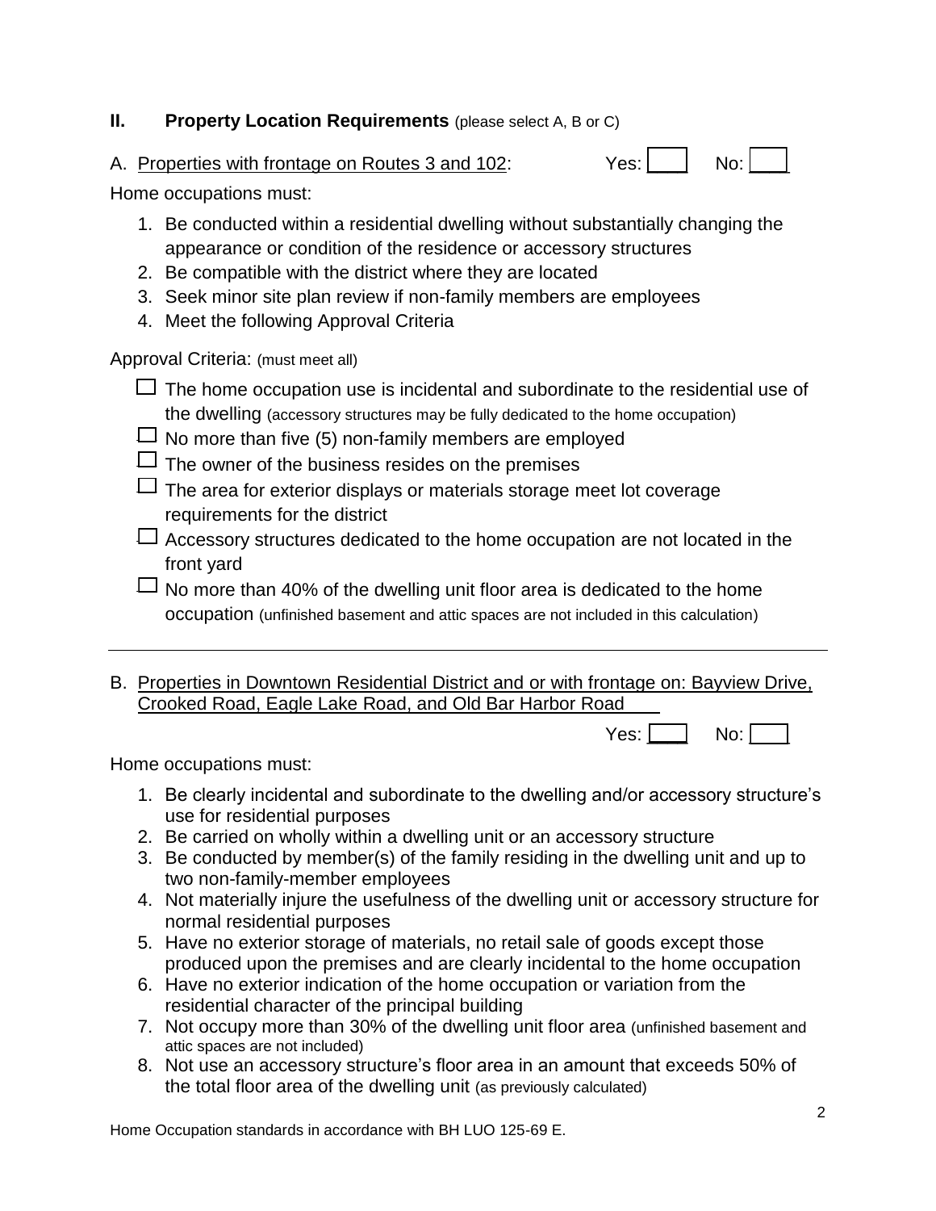## II. Property Location Requirements (please select A, B or C)

A. Properties with frontage on Routes 3 and 102: Yes: ___ No: ___

Home occupations must:

1. Be conducted within a residential dwelling without substantially changing the appearance or condition of the residence or accessory structures
2. Be compatible with the district where they are located
3. Seek minor site plan review if non-family members are employees
4. Meet the following Approval Criteria

Approval Criteria: (must meet all)

- ☐ The home occupation use is incidental and subordinate to the residential use of the dwelling (accessory structures may be fully dedicated to the home occupation)
- ☐ No more than five (5) non-family members are employed
- ☐ The owner of the business resides on the premises
- ☐ The area for exterior displays or materials storage meet lot coverage requirements for the district
- ☐ Accessory structures dedicated to the home occupation are not located in the front yard
- ☐ No more than 40% of the dwelling unit floor area is dedicated to the home occupation (unfinished basement and attic spaces are not included in this calculation)

---

B. Properties in Downtown Residential District and or with frontage on: Bayview Drive, Crooked Road, Eagle Lake Road, and Old Bar Harbor Road

Yes: ___ No: ___

Home occupations must:

1. Be clearly incidental and subordinate to the dwelling and/or accessory structure's use for residential purposes
2. Be carried on wholly within a dwelling unit or an accessory structure
3. Be conducted by member(s) of the family residing in the dwelling unit and up to two non-family-member employees
4. Not materially injure the usefulness of the dwelling unit or accessory structure for normal residential purposes
5. Have no exterior storage of materials, no retail sale of goods except those produced upon the premises and are clearly incidental to the home occupation
6. Have no exterior indication of the home occupation or variation from the residential character of the principal building
7. Not occupy more than 30% of the dwelling unit floor area (unfinished basement and attic spaces are not included)
8. Not use an accessory structure's floor area in an amount that exceeds 50% of the total floor area of the dwelling unit (as previously calculated)

Home Occupation standards in accordance with BH LUO 125-69 E.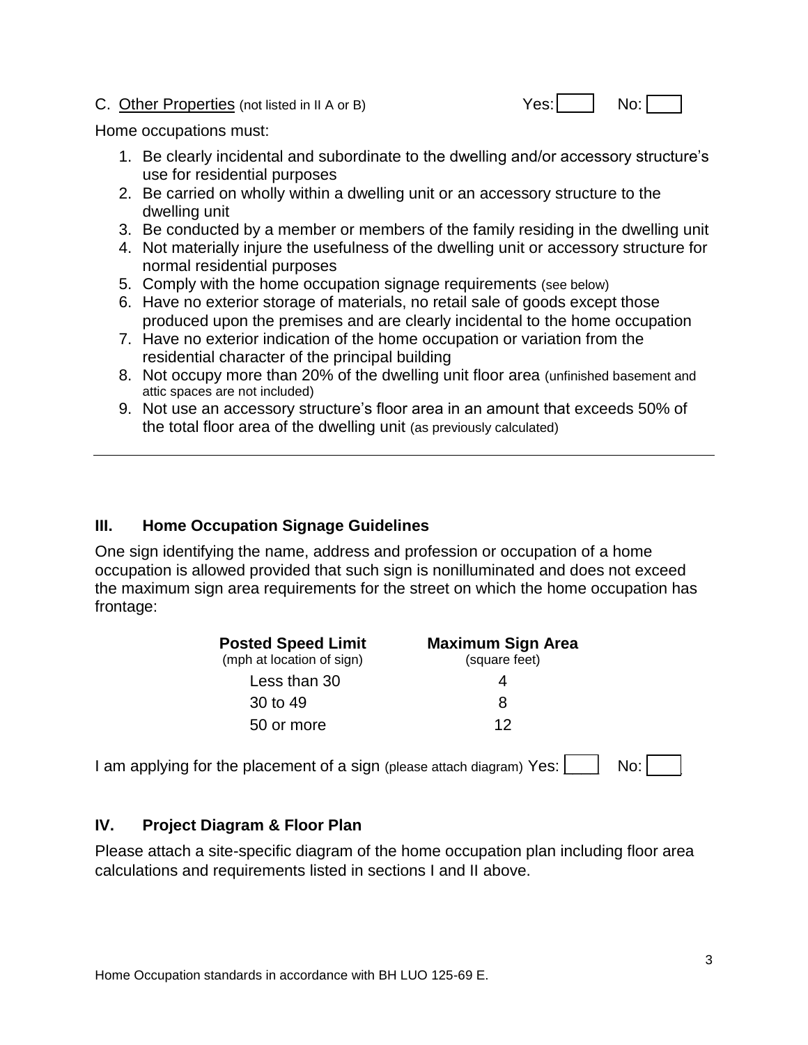C. Other Properties (not listed in II A or B) Yes: [ ] No: [ ]

Home occupations must:

1. Be clearly incidental and subordinate to the dwelling and/or accessory structure's use for residential purposes
2. Be carried on wholly within a dwelling unit or an accessory structure to the dwelling unit
3. Be conducted by a member or members of the family residing in the dwelling unit
4. Not materially injure the usefulness of the dwelling unit or accessory structure for normal residential purposes
5. Comply with the home occupation signage requirements (see below)
6. Have no exterior storage of materials, no retail sale of goods except those produced upon the premises and are clearly incidental to the home occupation
7. Have no exterior indication of the home occupation or variation from the residential character of the principal building
8. Not occupy more than 20% of the dwelling unit floor area (unfinished basement and attic spaces are not included)
9. Not use an accessory structure's floor area in an amount that exceeds 50% of the total floor area of the dwelling unit (as previously calculated)

---

## III. Home Occupation Signage Guidelines

One sign identifying the name, address and profession or occupation of a home occupation is allowed provided that such sign is nonilluminated and does not exceed the maximum sign area requirements for the street on which the home occupation has frontage:

| **Posted Speed Limit** (mph at location of sign) | **Maximum Sign Area** (square feet) |
|---|---|
| Less than 30 | 4 |
| 30 to 49 | 8 |
| 50 or more | 12 |

I am applying for the placement of a sign (please attach diagram) Yes: [ ] No: [ ]

## IV. Project Diagram & Floor Plan

Please attach a site-specific diagram of the home occupation plan including floor area calculations and requirements listed in sections I and II above.

Home Occupation standards in accordance with BH LUO 125-69 E.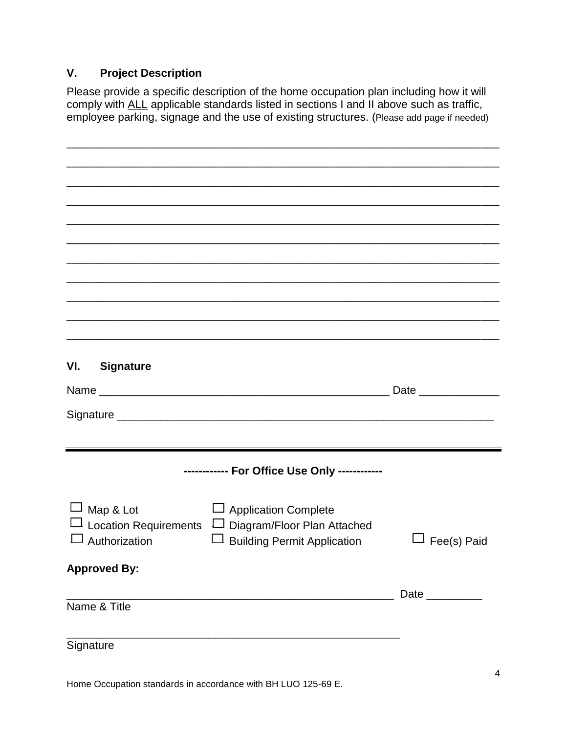## V. Project Description

Please provide a specific description of the home occupation plan including how it will comply with ALL applicable standards listed in sections I and II above such as traffic, employee parking, signage and the use of existing structures. (Please add page if needed)

_______________________________________________________________________

_______________________________________________________________________

_______________________________________________________________________

_______________________________________________________________________

_______________________________________________________________________

_______________________________________________________________________

_______________________________________________________________________

_______________________________________________________________________

_______________________________________________________________________

_______________________________________________________________________

_______________________________________________________________________

## VI. Signature

Name _______________________________________________ Date _____________

Signature ____________________________________________________________

---

**------------ For Office Use Only ------------**

☐ Map & Lot ☐ Application Complete

☐ Location Requirements ☐ Diagram/Floor Plan Attached

☐ Authorization ☐ Building Permit Application ☐ Fee(s) Paid

**Approved By:**

_____________________________________________________ Date _________

Name & Title

_____________________________________________________

Signature

Home Occupation standards in accordance with BH LUO 125-69 E.